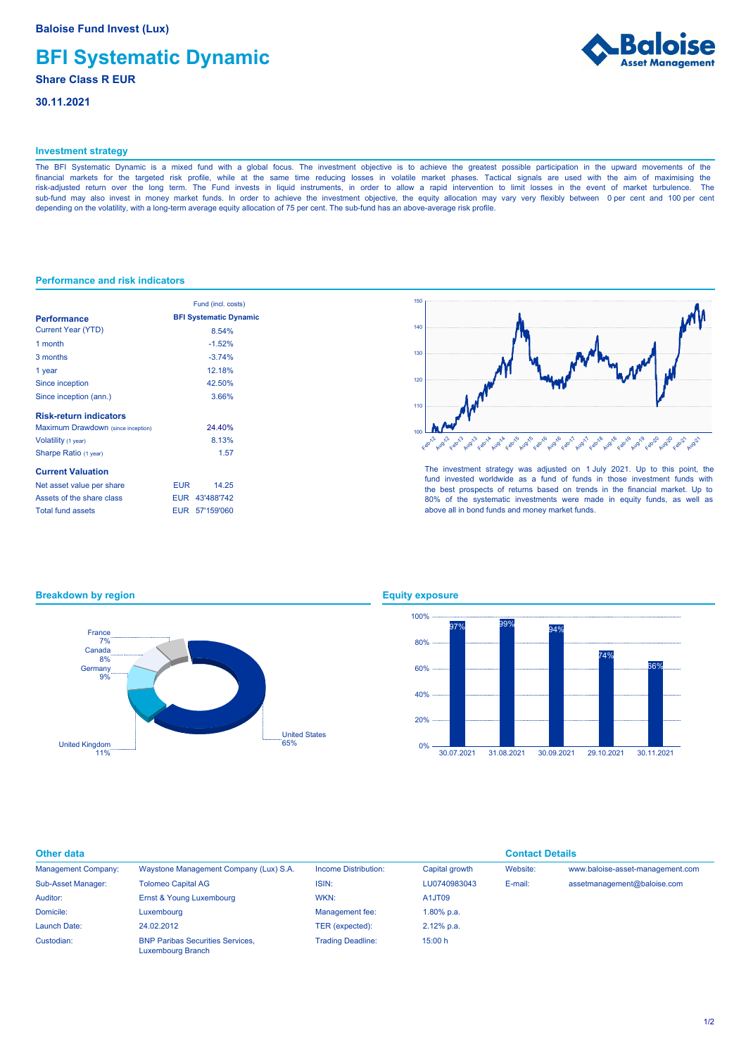Baloise Fund Invest (Lux)

# BFI Systematic Dynamic

**Share Class R EUR**

**30.11.2021**

## Investment strategy

The BFI Systematic Dynamic is a mixed fund with a global focus. The investment objective is to achieve the greatest possible participation in the upward movements of the financial markets for the targeted risk profile, while at the same time reducing losses in volatile market phases. Tactical signals are used with the aim of maximising the risk-adjusted return over the long term. The Fund invests in liquid instruments, in order to allow a rapid intervention to limit losses in the event of market turbulence. The sub-fund may also invest in money market funds. In order to achieve the investment objective, the equity allocation may vary very flexibly between 0 per cent and 100 per cent depending on the volatility, with a long-term average equity allocation of 75 per cent. The sub-fund has an above-average risk profile.

## Performance and risk indicators

| | Fund (incl. costs) |
|---|---|
| **Performance** | **BFI Systematic Dynamic** |
| Current Year (YTD) | 8.54% |
| 1 month | -1.52% |
| 3 months | -3.74% |
| 1 year | 12.18% |
| Since inception | 42.50% |
| Since inception (ann.) | 3.66% |
| **Risk-return indicators** | |
| Maximum Drawdown (since inception) | 24.40% |
| Volatility (1 year) | 8.13% |
| Sharpe Ratio (1 year) | 1.57 |
| **Current Valuation** | |
| Net asset value per share | EUR 14.25 |
| Assets of the share class | EUR 43'488'742 |
| Total fund assets | EUR 57'159'060 |

The investment strategy was adjusted on 1 July 2021. Up to this point, the fund invested worldwide as a fund of funds in those investment funds with the best prospects of returns based on trends in the financial market. Up to 80% of the systematic investments were made in equity funds, as well as above all in bond funds and money market funds.

## Breakdown by region

| Region | Share |
|---|---|
| United States | 65% |
| United Kingdom | 11% |
| Germany | 9% |
| Canada | 8% |
| France | 7% |

## Equity exposure

| Date | Equity exposure |
|---|---|
| 30.07.2021 | 97% |
| 31.08.2021 | 99% |
| 30.09.2021 | 94% |
| 29.10.2021 | 74% |
| 30.11.2021 | 66% |

## Other data

| | | | |
|---|---|---|---|
| Management Company: | Waystone Management Company (Lux) S.A. | Income Distribution: | Capital growth |
| Sub-Asset Manager: | Tolomeo Capital AG | ISIN: | LU0740983043 |
| Auditor: | Ernst & Young Luxembourg | WKN: | A1JT09 |
| Domicile: | Luxembourg | Management fee: | 1.80% p.a. |
| Launch Date: | 24.02.2012 | TER (expected): | 2.12% p.a. |
| Custodian: | BNP Paribas Securities Services, Luxembourg Branch | Trading Deadline: | 15:00 h |

## Contact Details

| | |
|---|---|
| Website: | www.baloise-asset-management.com |
| E-mail: | assetmanagement@baloise.com |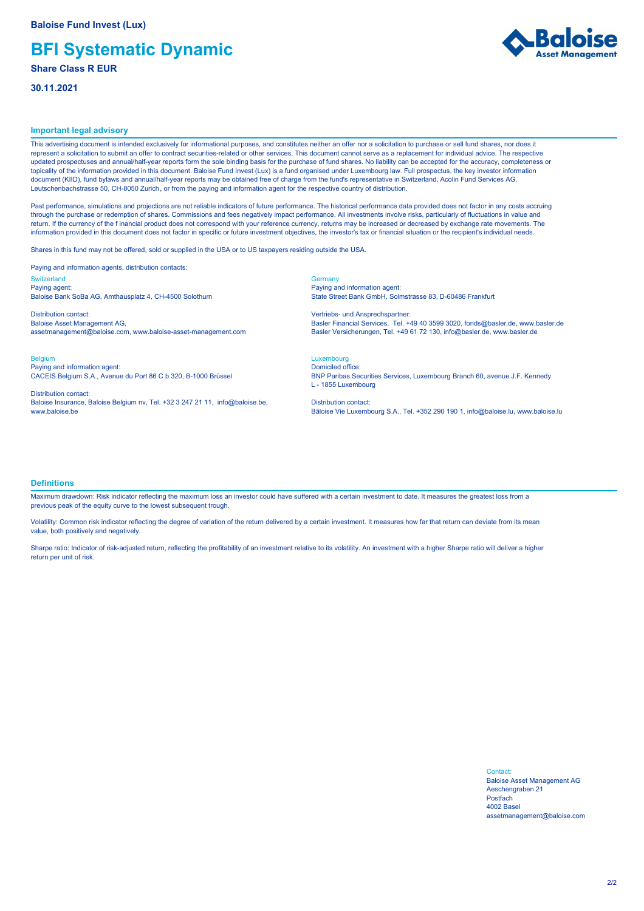Baloise Fund Invest (Lux)

# BFI Systematic Dynamic

**Share Class R EUR**

**30.11.2021**

## Important legal advisory

This advertising document is intended exclusively for informational purposes, and constitutes neither an offer nor a solicitation to purchase or sell fund shares, nor does it represent a solicitation to submit an offer to contract securities-related or other services. This document cannot serve as a replacement for individual advice. The respective updated prospectuses and annual/half-year reports form the sole binding basis for the purchase of fund shares. No liability can be accepted for the accuracy, completeness or topicality of the information provided in this document. Baloise Fund Invest (Lux) is a fund organised under Luxembourg law. Full prospectus, the key investor information document (KIID), fund bylaws and annual/half-year reports may be obtained free of charge from the fund's representative in Switzerland, Acolin Fund Services AG, Leutschenbachstrasse 50, CH-8050 Zurich, or from the paying and information agent for the respective country of distribution.

Past performance, simulations and projections are not reliable indicators of future performance. The historical performance data provided does not factor in any costs accruing through the purchase or redemption of shares. Commissions and fees negatively impact performance. All investments involve risks, particularly of fluctuations in value and return. If the currency of the f inancial product does not correspond with your reference currency, returns may be increased or decreased by exchange rate movements. The information provided in this document does not factor in specific or future investment objectives, the investor's tax or financial situation or the recipient's individual needs.

Shares in this fund may not be offered, sold or supplied in the USA or to US taxpayers residing outside the USA.

Paying and information agents, distribution contacts:

Switzerland
Paying agent:
Baloise Bank SoBa AG, Amthausplatz 4, CH-4500 Solothurn

Distribution contact:
Baloise Asset Management AG,
assetmanagement@baloise.com, www.baloise-asset-management.com

Belgium
Paying and information agent:
CACEIS Belgium S.A., Avenue du Port 86 C b 320, B-1000 Brüssel

Distribution contact:
Baloise Insurance, Baloise Belgium nv, Tel. +32 3 247 21 11, info@baloise.be, www.baloise.be

Germany
Paying and information agent:
State Street Bank GmbH, Solmstrasse 83, D-60486 Frankfurt

Vertriebs- und Ansprechspartner:
Basler Financial Services, Tel. +49 40 3599 3020, fonds@basler.de, www.basler.de
Basler Versicherungen, Tel. +49 61 72 130, info@basler.de, www.basler.de

Luxembourg
Domiciled office:
BNP Paribas Securities Services, Luxembourg Branch 60, avenue J.F. Kennedy L - 1855 Luxembourg

Distribution contact:
Bâloise Vie Luxembourg S.A., Tel. +352 290 190 1, info@baloise.lu, www.baloise.lu

## Definitions

Maximum drawdown: Risk indicator reflecting the maximum loss an investor could have suffered with a certain investment to date. It measures the greatest loss from a previous peak of the equity curve to the lowest subsequent trough.

Volatility: Common risk indicator reflecting the degree of variation of the return delivered by a certain investment. It measures how far that return can deviate from its mean value, both positively and negatively.

Sharpe ratio: Indicator of risk-adjusted return, reflecting the profitability of an investment relative to its volatility. An investment with a higher Sharpe ratio will deliver a higher return per unit of risk.

Contact:
Baloise Asset Management AG
Aeschengraben 21
Postfach
4002 Basel
assetmanagement@baloise.com